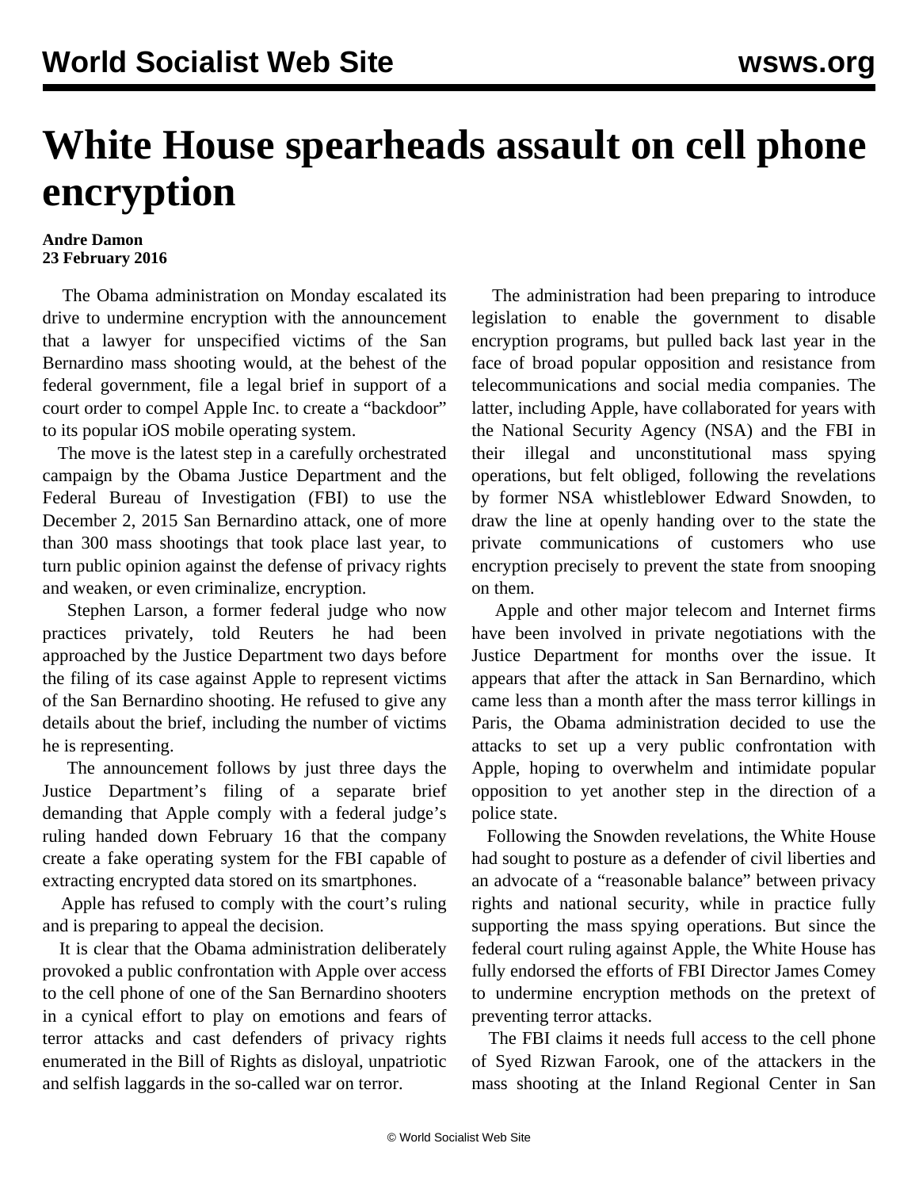# White House spearheads assault on cell phone encryption

**Andre Damon**
**23 February 2016**

The Obama administration on Monday escalated its drive to undermine encryption with the announcement that a lawyer for unspecified victims of the San Bernardino mass shooting would, at the behest of the federal government, file a legal brief in support of a court order to compel Apple Inc. to create a "backdoor" to its popular iOS mobile operating system.

The move is the latest step in a carefully orchestrated campaign by the Obama Justice Department and the Federal Bureau of Investigation (FBI) to use the December 2, 2015 San Bernardino attack, one of more than 300 mass shootings that took place last year, to turn public opinion against the defense of privacy rights and weaken, or even criminalize, encryption.

Stephen Larson, a former federal judge who now practices privately, told Reuters he had been approached by the Justice Department two days before the filing of its case against Apple to represent victims of the San Bernardino shooting. He refused to give any details about the brief, including the number of victims he is representing.

The announcement follows by just three days the Justice Department's filing of a separate brief demanding that Apple comply with a federal judge's ruling handed down February 16 that the company create a fake operating system for the FBI capable of extracting encrypted data stored on its smartphones.

Apple has refused to comply with the court's ruling and is preparing to appeal the decision.

It is clear that the Obama administration deliberately provoked a public confrontation with Apple over access to the cell phone of one of the San Bernardino shooters in a cynical effort to play on emotions and fears of terror attacks and cast defenders of privacy rights enumerated in the Bill of Rights as disloyal, unpatriotic and selfish laggards in the so-called war on terror.

The administration had been preparing to introduce legislation to enable the government to disable encryption programs, but pulled back last year in the face of broad popular opposition and resistance from telecommunications and social media companies. The latter, including Apple, have collaborated for years with the National Security Agency (NSA) and the FBI in their illegal and unconstitutional mass spying operations, but felt obliged, following the revelations by former NSA whistleblower Edward Snowden, to draw the line at openly handing over to the state the private communications of customers who use encryption precisely to prevent the state from snooping on them.

Apple and other major telecom and Internet firms have been involved in private negotiations with the Justice Department for months over the issue. It appears that after the attack in San Bernardino, which came less than a month after the mass terror killings in Paris, the Obama administration decided to use the attacks to set up a very public confrontation with Apple, hoping to overwhelm and intimidate popular opposition to yet another step in the direction of a police state.

Following the Snowden revelations, the White House had sought to posture as a defender of civil liberties and an advocate of a "reasonable balance" between privacy rights and national security, while in practice fully supporting the mass spying operations. But since the federal court ruling against Apple, the White House has fully endorsed the efforts of FBI Director James Comey to undermine encryption methods on the pretext of preventing terror attacks.

The FBI claims it needs full access to the cell phone of Syed Rizwan Farook, one of the attackers in the mass shooting at the Inland Regional Center in San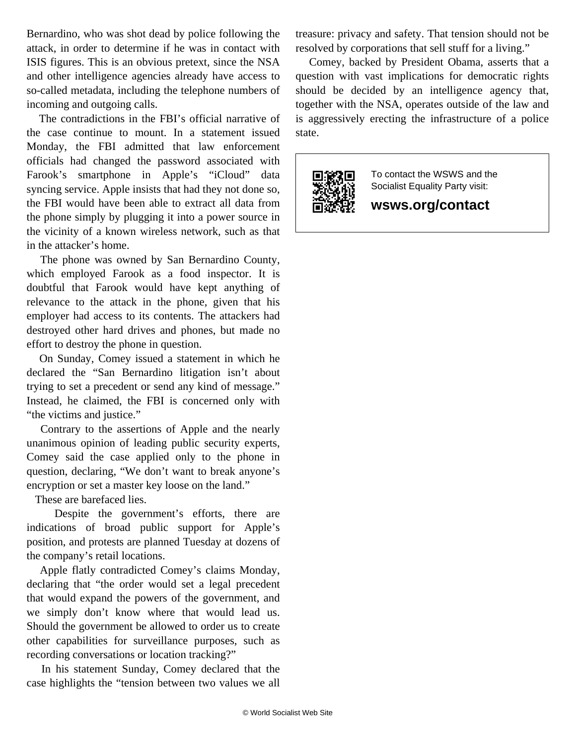Bernardino, who was shot dead by police following the attack, in order to determine if he was in contact with ISIS figures. This is an obvious pretext, since the NSA and other intelligence agencies already have access to so-called metadata, including the telephone numbers of incoming and outgoing calls.

The contradictions in the FBI's official narrative of the case continue to mount. In a statement issued Monday, the FBI admitted that law enforcement officials had changed the password associated with Farook's smartphone in Apple's "iCloud" data syncing service. Apple insists that had they not done so, the FBI would have been able to extract all data from the phone simply by plugging it into a power source in the vicinity of a known wireless network, such as that in the attacker's home.

The phone was owned by San Bernardino County, which employed Farook as a food inspector. It is doubtful that Farook would have kept anything of relevance to the attack in the phone, given that his employer had access to its contents. The attackers had destroyed other hard drives and phones, but made no effort to destroy the phone in question.

On Sunday, Comey issued a statement in which he declared the "San Bernardino litigation isn't about trying to set a precedent or send any kind of message." Instead, he claimed, the FBI is concerned only with "the victims and justice."

Contrary to the assertions of Apple and the nearly unanimous opinion of leading public security experts, Comey said the case applied only to the phone in question, declaring, "We don't want to break anyone's encryption or set a master key loose on the land."

These are barefaced lies.

Despite the government's efforts, there are indications of broad public support for Apple's position, and protests are planned Tuesday at dozens of the company's retail locations.

Apple flatly contradicted Comey's claims Monday, declaring that "the order would set a legal precedent that would expand the powers of the government, and we simply don't know where that would lead us. Should the government be allowed to order us to create other capabilities for surveillance purposes, such as recording conversations or location tracking?"

In his statement Sunday, Comey declared that the case highlights the "tension between two values we all treasure: privacy and safety. That tension should not be resolved by corporations that sell stuff for a living."

Comey, backed by President Obama, asserts that a question with vast implications for democratic rights should be decided by an intelligence agency that, together with the NSA, operates outside of the law and is aggressively erecting the infrastructure of a police state.

To contact the WSWS and the Socialist Equality Party visit:

**wsws.org/contact**